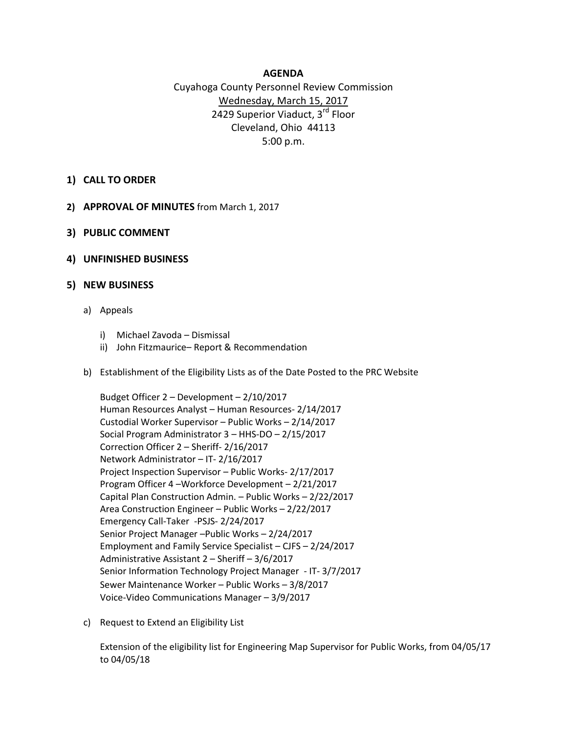**AGENDA**

Cuyahoga County Personnel Review Commission
Wednesday, March 15, 2017
2429 Superior Viaduct, 3rd Floor
Cleveland, Ohio 44113
5:00 p.m.

1) **CALL TO ORDER**

2) **APPROVAL OF MINUTES** from March 1, 2017

3) **PUBLIC COMMENT**

4) **UNFINISHED BUSINESS**

5) **NEW BUSINESS**

   a) Appeals

      i) Michael Zavoda – Dismissal
      ii) John Fitzmaurice– Report & Recommendation

   b) Establishment of the Eligibility Lists as of the Date Posted to the PRC Website

      Budget Officer 2 – Development – 2/10/2017
      Human Resources Analyst – Human Resources- 2/14/2017
      Custodial Worker Supervisor – Public Works – 2/14/2017
      Social Program Administrator 3 – HHS-DO – 2/15/2017
      Correction Officer 2 – Sheriff- 2/16/2017
      Network Administrator – IT- 2/16/2017
      Project Inspection Supervisor – Public Works- 2/17/2017
      Program Officer 4 –Workforce Development – 2/21/2017
      Capital Plan Construction Admin. – Public Works – 2/22/2017
      Area Construction Engineer – Public Works – 2/22/2017
      Emergency Call-Taker -PSJS- 2/24/2017
      Senior Project Manager –Public Works – 2/24/2017
      Employment and Family Service Specialist – CJFS – 2/24/2017
      Administrative Assistant 2 – Sheriff – 3/6/2017
      Senior Information Technology Project Manager - IT- 3/7/2017
      Sewer Maintenance Worker – Public Works – 3/8/2017
      Voice-Video Communications Manager – 3/9/2017

   c) Request to Extend an Eligibility List

      Extension of the eligibility list for Engineering Map Supervisor for Public Works, from 04/05/17 to 04/05/18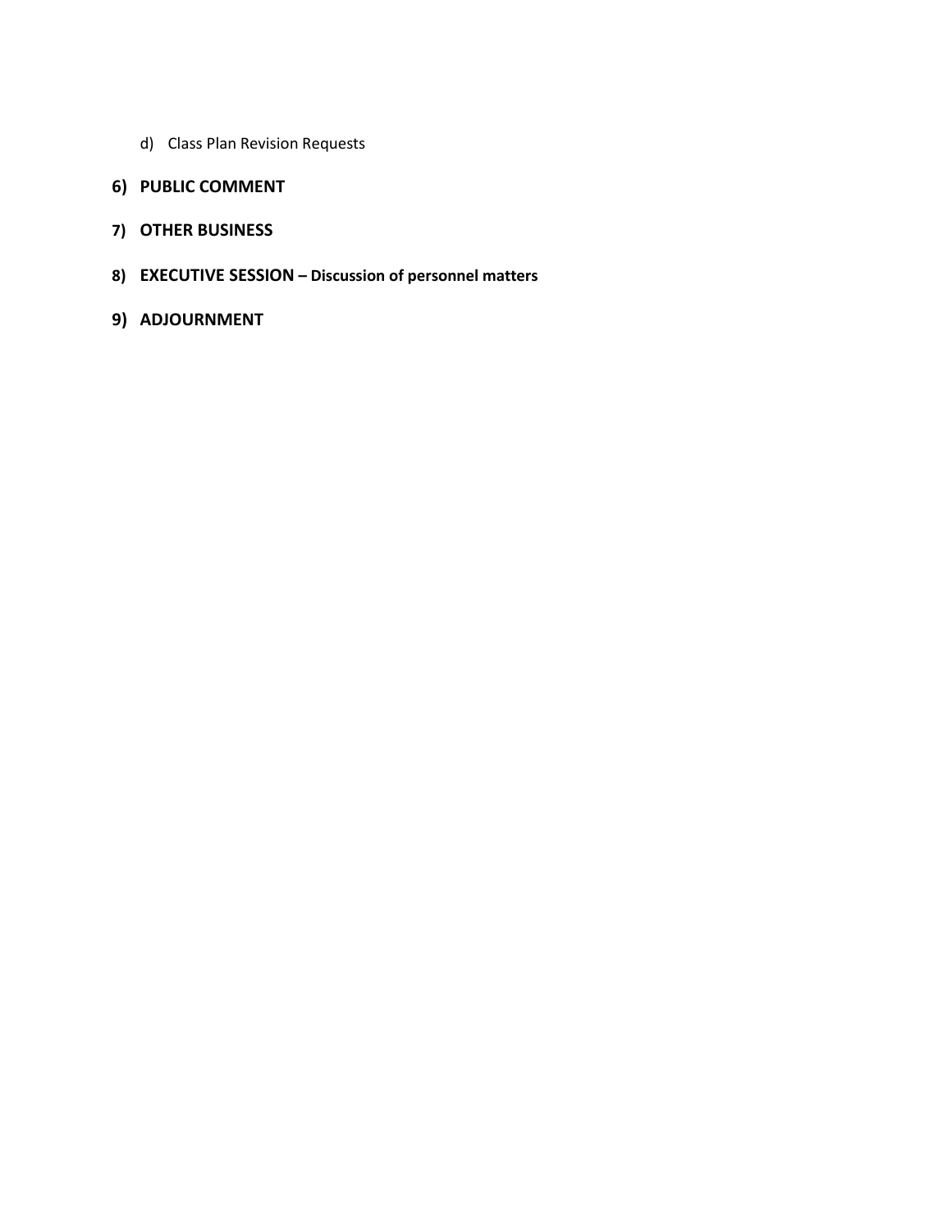d) Class Plan Revision Requests

**6) PUBLIC COMMENT**

**7) OTHER BUSINESS**

**8) EXECUTIVE SESSION – Discussion of personnel matters**

**9) ADJOURNMENT**